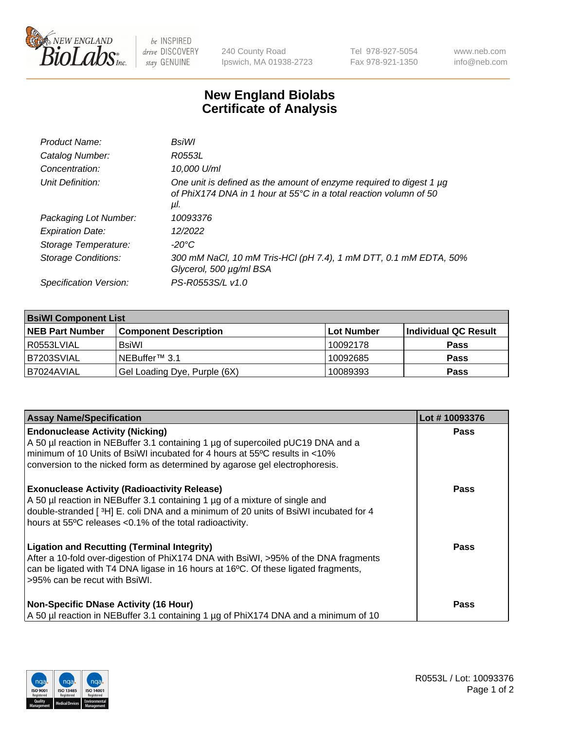# New England Biolabs
## Certificate of Analysis

| | |
|---|---|
| *Product Name:* | *BsiWI* |
| *Catalog Number:* | *R0553L* |
| *Concentration:* | *10,000 U/ml* |
| *Unit Definition:* | *One unit is defined as the amount of enzyme required to digest 1 µg of PhiX174 DNA in 1 hour at 55°C in a total reaction volumn of 50 µl.* |
| *Packaging Lot Number:* | *10093376* |
| *Expiration Date:* | *12/2022* |
| *Storage Temperature:* | *-20°C* |
| *Storage Conditions:* | *300 mM NaCl, 10 mM Tris-HCl (pH 7.4), 1 mM DTT, 0.1 mM EDTA, 50% Glycerol, 500 µg/ml BSA* |
| *Specification Version:* | *PS-R0553S/L v1.0* |

| **BsiWI Component List** | | | |
|---|---|---|---|
| **NEB Part Number** | **Component Description** | **Lot Number** | **Individual QC Result** |
| R0553LVIAL | BsiWI | 10092178 | **Pass** |
| B7203SVIAL | NEBuffer™ 3.1 | 10092685 | **Pass** |
| B7024AVIAL | Gel Loading Dye, Purple (6X) | 10089393 | **Pass** |

| **Assay Name/Specification** | **Lot # 10093376** |
|---|---|
| **Endonuclease Activity (Nicking)** A 50 µl reaction in NEBuffer 3.1 containing 1 µg of supercoiled pUC19 DNA and a minimum of 10 Units of BsiWI incubated for 4 hours at 55ºC results in <10% conversion to the nicked form as determined by agarose gel electrophoresis. | **Pass** |
| **Exonuclease Activity (Radioactivity Release)** A 50 µl reaction in NEBuffer 3.1 containing 1 µg of a mixture of single and double-stranded [ $^{3}$H] E. coli DNA and a minimum of 20 units of BsiWI incubated for 4 hours at 55ºC releases <0.1% of the total radioactivity. | **Pass** |
| **Ligation and Recutting (Terminal Integrity)** After a 10-fold over-digestion of PhiX174 DNA with BsiWI, >95% of the DNA fragments can be ligated with T4 DNA ligase in 16 hours at 16ºC. Of these ligated fragments, >95% can be recut with BsiWI. | **Pass** |
| **Non-Specific DNase Activity (16 Hour)** A 50 µl reaction in NEBuffer 3.1 containing 1 µg of PhiX174 DNA and a minimum of 10 | **Pass** |

R0553L / Lot: 10093376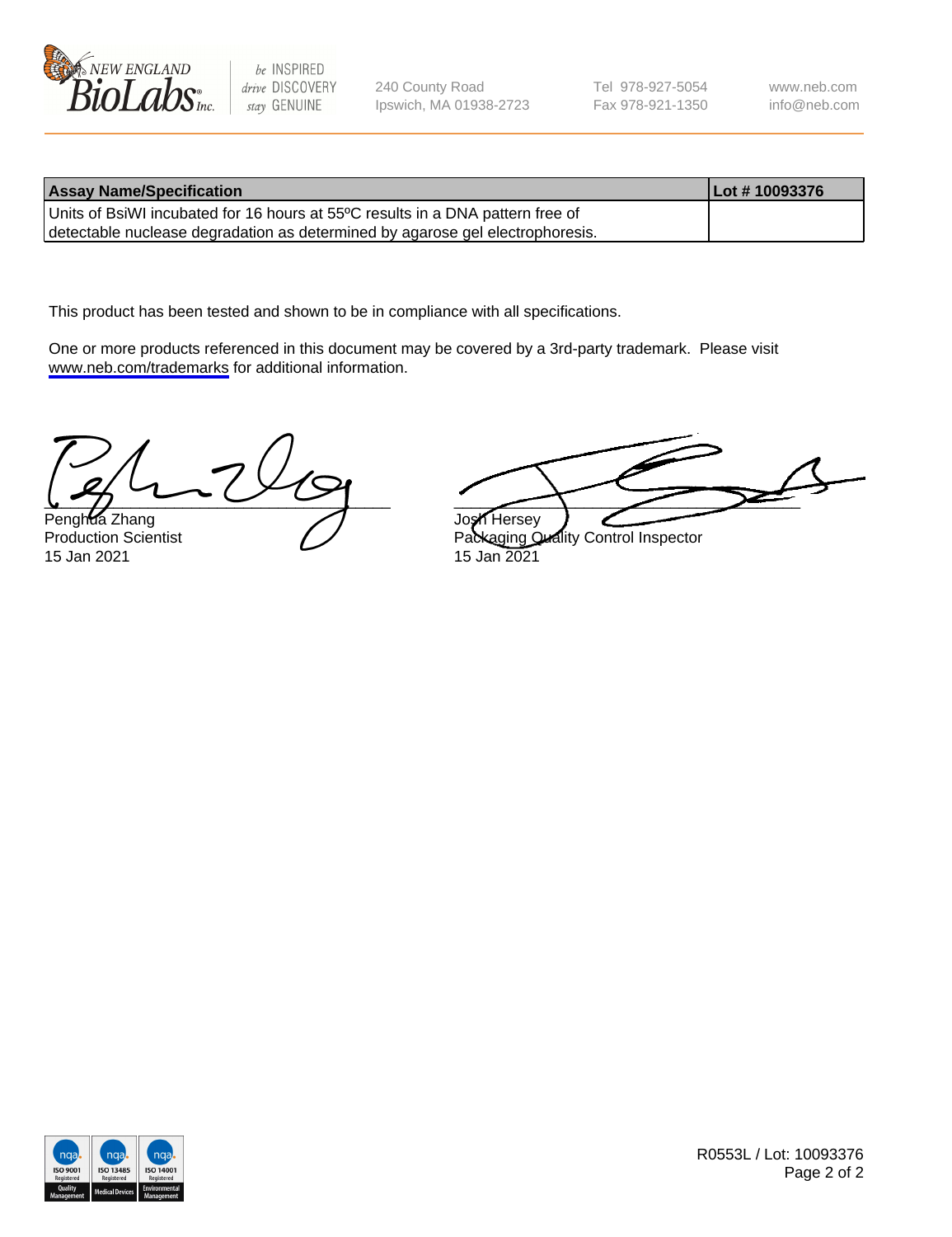| Assay Name/Specification | Lot # 10093376 |
| --- | --- |
| Units of BsiWI incubated for 16 hours at 55ºC results in a DNA pattern free of detectable nuclease degradation as determined by agarose gel electrophoresis. | |

This product has been tested and shown to be in compliance with all specifications.

One or more products referenced in this document may be covered by a 3rd-party trademark. Please visit www.neb.com/trademarks for additional information.

Penghua Zhang
Production Scientist
15 Jan 2021

Josh Hersey
Packaging Quality Control Inspector
15 Jan 2021

R0553L / Lot: 10093376